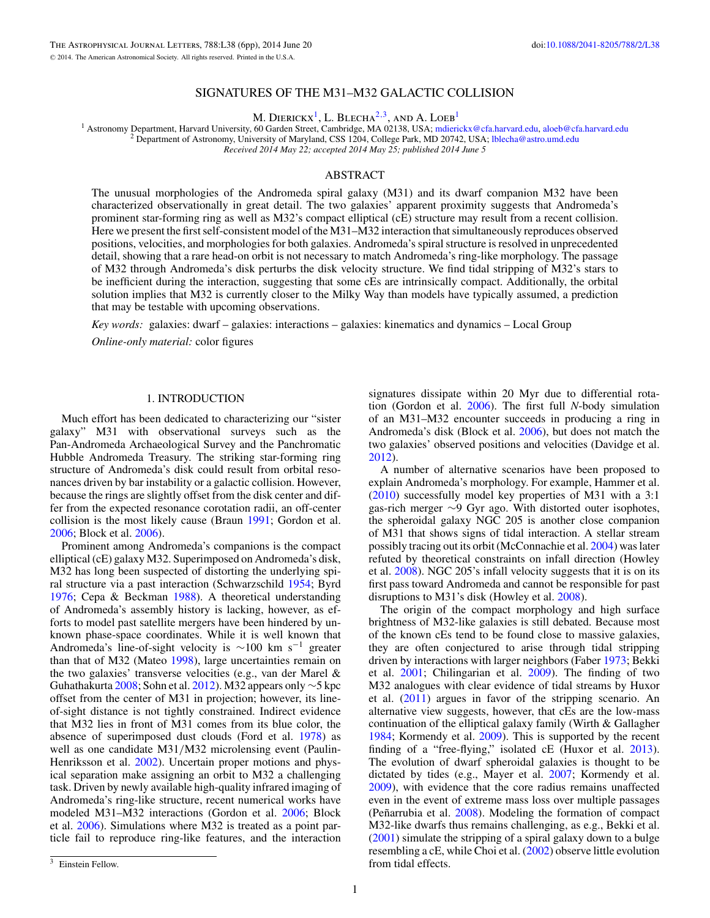# SIGNATURES OF THE M31–M32 GALACTIC COLLISION

M. Dierickx[1], L. Blecha[2,3], and A. Loeb[1]

[1] Astronomy Department, Harvard University, 60 Garden Street, Cambridge, MA 02138, USA; mdierickx@cfa.harvard.edu, aloeb@cfa.harvard.edu
[2] Department of Astronomy, University of Maryland, CSS 1204, College Park, MD 20742, USA; lblecha@astro.umd.edu

*Received 2014 May 22; accepted 2014 May 25; published 2014 June 5*

## ABSTRACT

The unusual morphologies of the Andromeda spiral galaxy (M31) and its dwarf companion M32 have been characterized observationally in great detail. The two galaxies' apparent proximity suggests that Andromeda's prominent star-forming ring as well as M32's compact elliptical (cE) structure may result from a recent collision. Here we present the first self-consistent model of the M31–M32 interaction that simultaneously reproduces observed positions, velocities, and morphologies for both galaxies. Andromeda's spiral structure is resolved in unprecedented detail, showing that a rare head-on orbit is not necessary to match Andromeda's ring-like morphology. The passage of M32 through Andromeda's disk perturbs the disk velocity structure. We find tidal stripping of M32's stars to be inefficient during the interaction, suggesting that some cEs are intrinsically compact. Additionally, the orbital solution implies that M32 is currently closer to the Milky Way than models have typically assumed, a prediction that may be testable with upcoming observations.

*Key words:* galaxies: dwarf – galaxies: interactions – galaxies: kinematics and dynamics – Local Group

*Online-only material:* color figures

## 1. INTRODUCTION

Much effort has been dedicated to characterizing our "sister galaxy" M31 with observational surveys such as the Pan-Andromeda Archaeological Survey and the Panchromatic Hubble Andromeda Treasury. The striking star-forming ring structure of Andromeda's disk could result from orbital resonances driven by bar instability or a galactic collision. However, because the rings are slightly offset from the disk center and differ from the expected resonance corotation radii, an off-center collision is the most likely cause (Braun 1991; Gordon et al. 2006; Block et al. 2006).

Prominent among Andromeda's companions is the compact elliptical (cE) galaxy M32. Superimposed on Andromeda's disk, M32 has long been suspected of distorting the underlying spiral structure via a past interaction (Schwarzschild 1954; Byrd 1976; Cepa & Beckman 1988). A theoretical understanding of Andromeda's assembly history is lacking, however, as efforts to model past satellite mergers have been hindered by unknown phase-space coordinates. While it is well known that Andromeda's line-of-sight velocity is $\sim$100 km s$^{-1}$ greater than that of M32 (Mateo 1998), large uncertainties remain on the two galaxies' transverse velocities (e.g., van der Marel & Guhathakurta 2008; Sohn et al. 2012). M32 appears only $\sim$5 kpc offset from the center of M31 in projection; however, its line-of-sight distance is not tightly constrained. Indirect evidence that M32 lies in front of M31 comes from its blue color, the absence of superimposed dust clouds (Ford et al. 1978) as well as one candidate M31/M32 microlensing event (Paulin-Henriksson et al. 2002). Uncertain proper motions and physical separation make assigning an orbit to M32 a challenging task. Driven by newly available high-quality infrared imaging of Andromeda's ring-like structure, recent numerical works have modeled M31–M32 interactions (Gordon et al. 2006; Block et al. 2006). Simulations where M32 is treated as a point particle fail to reproduce ring-like features, and the interaction signatures dissipate within 20 Myr due to differential rotation (Gordon et al. 2006). The first full *N*-body simulation of an M31–M32 encounter succeeds in producing a ring in Andromeda's disk (Block et al. 2006), but does not match the two galaxies' observed positions and velocities (Davidge et al. 2012).

A number of alternative scenarios have been proposed to explain Andromeda's morphology. For example, Hammer et al. (2010) successfully model key properties of M31 with a 3:1 gas-rich merger $\sim$9 Gyr ago. With distorted outer isophotes, the spheroidal galaxy NGC 205 is another close companion of M31 that shows signs of tidal interaction. A stellar stream possibly tracing out its orbit (McConnachie et al. 2004) was later refuted by theoretical constraints on infall direction (Howley et al. 2008). NGC 205's infall velocity suggests that it is on its first pass toward Andromeda and cannot be responsible for past disruptions to M31's disk (Howley et al. 2008).

The origin of the compact morphology and high surface brightness of M32-like galaxies is still debated. Because most of the known cEs tend to be found close to massive galaxies, they are often conjectured to arise through tidal stripping driven by interactions with larger neighbors (Faber 1973; Bekki et al. 2001; Chilingarian et al. 2009). The finding of two M32 analogues with clear evidence of tidal streams by Huxor et al. (2011) argues in favor of the stripping scenario. An alternative view suggests, however, that cEs are the low-mass continuation of the elliptical galaxy family (Wirth & Gallagher 1984; Kormendy et al. 2009). This is supported by the recent finding of a "free-flying," isolated cE (Huxor et al. 2013). The evolution of dwarf spheroidal galaxies is thought to be dictated by tides (e.g., Mayer et al. 2007; Kormendy et al. 2009), with evidence that the core radius remains unaffected even in the event of extreme mass loss over multiple passages (Peñarrubia et al. 2008). Modeling the formation of compact M32-like dwarfs thus remains challenging, as e.g., Bekki et al. (2001) simulate the stripping of a spiral galaxy down to a bulge resembling a cE, while Choi et al. (2002) observe little evolution from tidal effects.

[3] Einstein Fellow.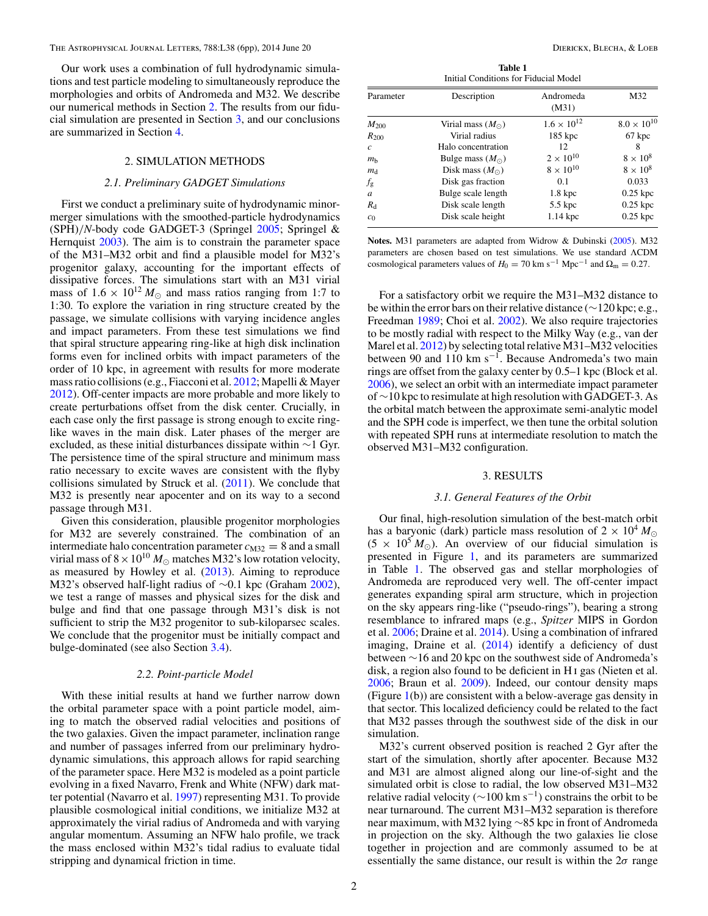Our work uses a combination of full hydrodynamic simulations and test particle modeling to simultaneously reproduce the morphologies and orbits of Andromeda and M32. We describe our numerical methods in Section 2. The results from our fiducial simulation are presented in Section 3, and our conclusions are summarized in Section 4.

## 2. SIMULATION METHODS

### 2.1. Preliminary GADGET Simulations

First we conduct a preliminary suite of hydrodynamic minor-merger simulations with the smoothed-particle hydrodynamics (SPH)/*N*-body code GADGET-3 (Springel 2005; Springel & Hernquist 2003). The aim is to constrain the parameter space of the M31–M32 orbit and find a plausible model for M32's progenitor galaxy, accounting for the important effects of dissipative forces. The simulations start with an M31 virial mass of $1.6 \times 10^{12}\,M_{\odot}$ and mass ratios ranging from 1:7 to 1:30. To explore the variation in ring structure created by the passage, we simulate collisions with varying incidence angles and impact parameters. From these test simulations we find that spiral structure appearing ring-like at high disk inclination forms even for inclined orbits with impact parameters of the order of 10 kpc, in agreement with results for more moderate mass ratio collisions (e.g., Fiacconi et al. 2012; Mapelli & Mayer 2012). Off-center impacts are more probable and more likely to create perturbations offset from the disk center. Crucially, in each case only the first passage is strong enough to excite ring-like waves in the main disk. Later phases of the merger are excluded, as these initial disturbances dissipate within ∼1 Gyr. The persistence time of the spiral structure and minimum mass ratio necessary to excite waves are consistent with the flyby collisions simulated by Struck et al. (2011). We conclude that M32 is presently near apocenter and on its way to a second passage through M31.

Given this consideration, plausible progenitor morphologies for M32 are severely constrained. The combination of an intermediate halo concentration parameter $c_{\rm M32} = 8$ and a small virial mass of $8 \times 10^{10}\,M_{\odot}$ matches M32's low rotation velocity, as measured by Howley et al. (2013). Aiming to reproduce M32's observed half-light radius of ∼0.1 kpc (Graham 2002), we test a range of masses and physical sizes for the disk and bulge and find that one passage through M31's disk is not sufficient to strip the M32 progenitor to sub-kiloparsec scales. We conclude that the progenitor must be initially compact and bulge-dominated (see also Section 3.4).

### 2.2. Point-particle Model

With these initial results at hand we further narrow down the orbital parameter space with a point particle model, aiming to match the observed radial velocities and positions of the two galaxies. Given the impact parameter, inclination range and number of passages inferred from our preliminary hydrodynamic simulations, this approach allows for rapid searching of the parameter space. Here M32 is modeled as a point particle evolving in a fixed Navarro, Frenk and White (NFW) dark matter potential (Navarro et al. 1997) representing M31. To provide plausible cosmological initial conditions, we initialize M32 at approximately the virial radius of Andromeda and with varying angular momentum. Assuming an NFW halo profile, we track the mass enclosed within M32's tidal radius to evaluate tidal stripping and dynamical friction in time.

**Table 1**
Initial Conditions for Fiducial Model

| Parameter | Description | Andromeda (M31) | M32 |
|---|---|---|---|
| $M_{200}$ | Virial mass ($M_{\odot}$) | $1.6 \times 10^{12}$ | $8.0 \times 10^{10}$ |
| $R_{200}$ | Virial radius | 185 kpc | 67 kpc |
| $c$ | Halo concentration | 12 | 8 |
| $m_{\rm b}$ | Bulge mass ($M_{\odot}$) | $2 \times 10^{10}$ | $8 \times 10^{8}$ |
| $m_{\rm d}$ | Disk mass ($M_{\odot}$) | $8 \times 10^{10}$ | $8 \times 10^{8}$ |
| $f_{\rm g}$ | Disk gas fraction | 0.1 | 0.033 |
| $a$ | Bulge scale length | 1.8 kpc | 0.25 kpc |
| $R_{\rm d}$ | Disk scale length | 5.5 kpc | 0.25 kpc |
| $c_0$ | Disk scale height | 1.14 kpc | 0.25 kpc |

**Notes.** M31 parameters are adapted from Widrow & Dubinski (2005). M32 parameters are chosen based on test simulations. We use standard ΛCDM cosmological parameters values of $H_0 = 70$ km s$^{-1}$ Mpc$^{-1}$ and $\Omega_{\rm m} = 0.27$.

For a satisfactory orbit we require the M31–M32 distance to be within the error bars on their relative distance (∼120 kpc; e.g., Freedman 1989; Choi et al. 2002). We also require trajectories to be mostly radial with respect to the Milky Way (e.g., van der Marel et al. 2012) by selecting total relative M31–M32 velocities between 90 and 110 km s$^{-1}$. Because Andromeda's two main rings are offset from the galaxy center by 0.5–1 kpc (Block et al. 2006), we select an orbit with an intermediate impact parameter of ∼10 kpc to resimulate at high resolution with GADGET-3. As the orbital match between the approximate semi-analytic model and the SPH code is imperfect, we then tune the orbital solution with repeated SPH runs at intermediate resolution to match the observed M31–M32 configuration.

## 3. RESULTS

### 3.1. General Features of the Orbit

Our final, high-resolution simulation of the best-match orbit has a baryonic (dark) particle mass resolution of $2 \times 10^{4}\,M_{\odot}$ ($5 \times 10^{5}\,M_{\odot}$). An overview of our fiducial simulation is presented in Figure 1, and its parameters are summarized in Table 1. The observed gas and stellar morphologies of Andromeda are reproduced very well. The off-center impact generates expanding spiral arm structure, which in projection on the sky appears ring-like ("pseudo-rings"), bearing a strong resemblance to infrared maps (e.g., *Spitzer* MIPS in Gordon et al. 2006; Draine et al. 2014). Using a combination of infrared imaging, Draine et al. (2014) identify a deficiency of dust between ∼16 and 20 kpc on the southwest side of Andromeda's disk, a region also found to be deficient in H I gas (Nieten et al. 2006; Braun et al. 2009). Indeed, our contour density maps (Figure 1(b)) are consistent with a below-average gas density in that sector. This localized deficiency could be related to the fact that M32 passes through the southwest side of the disk in our simulation.

M32's current observed position is reached 2 Gyr after the start of the simulation, shortly after apocenter. Because M32 and M31 are almost aligned along our line-of-sight and the simulated orbit is close to radial, the low observed M31–M32 relative radial velocity (∼100 km s$^{-1}$) constrains the orbit to be near turnaround. The current M31–M32 separation is therefore near maximum, with M32 lying ∼85 kpc in front of Andromeda in projection on the sky. Although the two galaxies lie close together in projection and are commonly assumed to be at essentially the same distance, our result is within the 2$\sigma$ range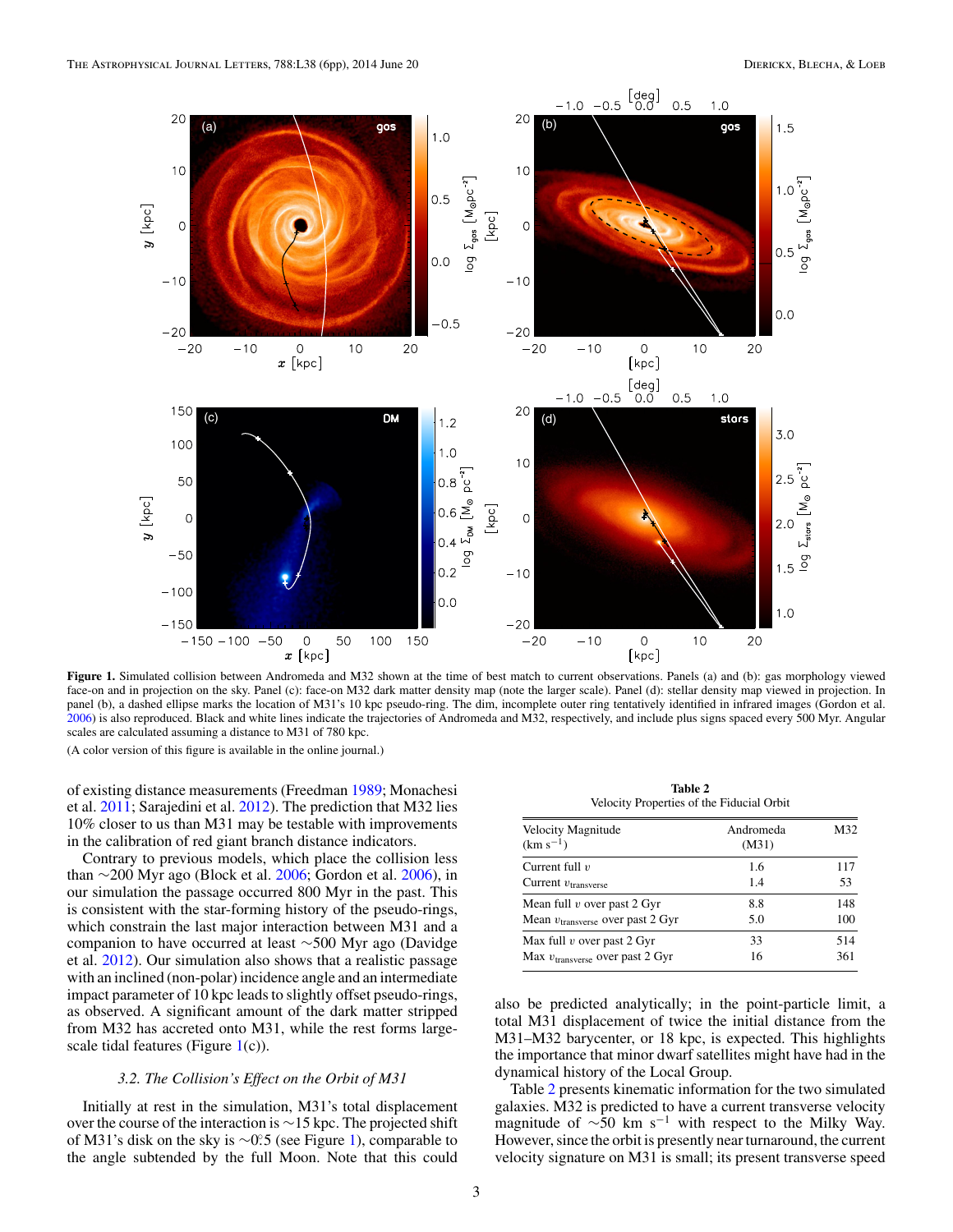**Figure 1.** Simulated collision between Andromeda and M32 shown at the time of best match to current observations. Panels (a) and (b): gas morphology viewed face-on and in projection on the sky. Panel (c): face-on M32 dark matter density map (note the larger scale). Panel (d): stellar density map viewed in projection. In panel (b), a dashed ellipse marks the location of M31's 10 kpc pseudo-ring. The dim, incomplete outer ring tentatively identified in infrared images (Gordon et al. 2006) is also reproduced. Black and white lines indicate the trajectories of Andromeda and M32, respectively, and include plus signs spaced every 500 Myr. Angular scales are calculated assuming a distance to M31 of 780 kpc.

(A color version of this figure is available in the online journal.)

of existing distance measurements (Freedman 1989; Monachesi et al. 2011; Sarajedini et al. 2012). The prediction that M32 lies 10% closer to us than M31 may be testable with improvements in the calibration of red giant branch distance indicators.

Contrary to previous models, which place the collision less than ∼200 Myr ago (Block et al. 2006; Gordon et al. 2006), in our simulation the passage occurred 800 Myr in the past. This is consistent with the star-forming history of the pseudo-rings, which constrain the last major interaction between M31 and a companion to have occurred at least ∼500 Myr ago (Davidge et al. 2012). Our simulation also shows that a realistic passage with an inclined (non-polar) incidence angle and an intermediate impact parameter of 10 kpc leads to slightly offset pseudo-rings, as observed. A significant amount of the dark matter stripped from M32 has accreted onto M31, while the rest forms large-scale tidal features (Figure 1(c)).

### 3.2. *The Collision's Effect on the Orbit of M31*

Initially at rest in the simulation, M31's total displacement over the course of the interaction is ∼15 kpc. The projected shift of M31's disk on the sky is $\sim 0\overset{\circ}{.}5$ (see Figure 1), comparable to the angle subtended by the full Moon. Note that this could also be predicted analytically; in the point-particle limit, a total M31 displacement of twice the initial distance from the M31–M32 barycenter, or 18 kpc, is expected. This highlights the importance that minor dwarf satellites might have had in the dynamical history of the Local Group.

**Table 2**
Velocity Properties of the Fiducial Orbit

| Velocity Magnitude (km s$^{-1}$) | Andromeda (M31) | M32 |
|---|---|---|
| Current full $v$ | 1.6 | 117 |
| Current $v_{\rm transverse}$ | 1.4 | 53 |
| Mean full $v$ over past 2 Gyr | 8.8 | 148 |
| Mean $v_{\rm transverse}$ over past 2 Gyr | 5.0 | 100 |
| Max full $v$ over past 2 Gyr | 33 | 514 |
| Max $v_{\rm transverse}$ over past 2 Gyr | 16 | 361 |

Table 2 presents kinematic information for the two simulated galaxies. M32 is predicted to have a current transverse velocity magnitude of ∼50 km s$^{-1}$ with respect to the Milky Way. However, since the orbit is presently near turnaround, the current velocity signature on M31 is small; its present transverse speed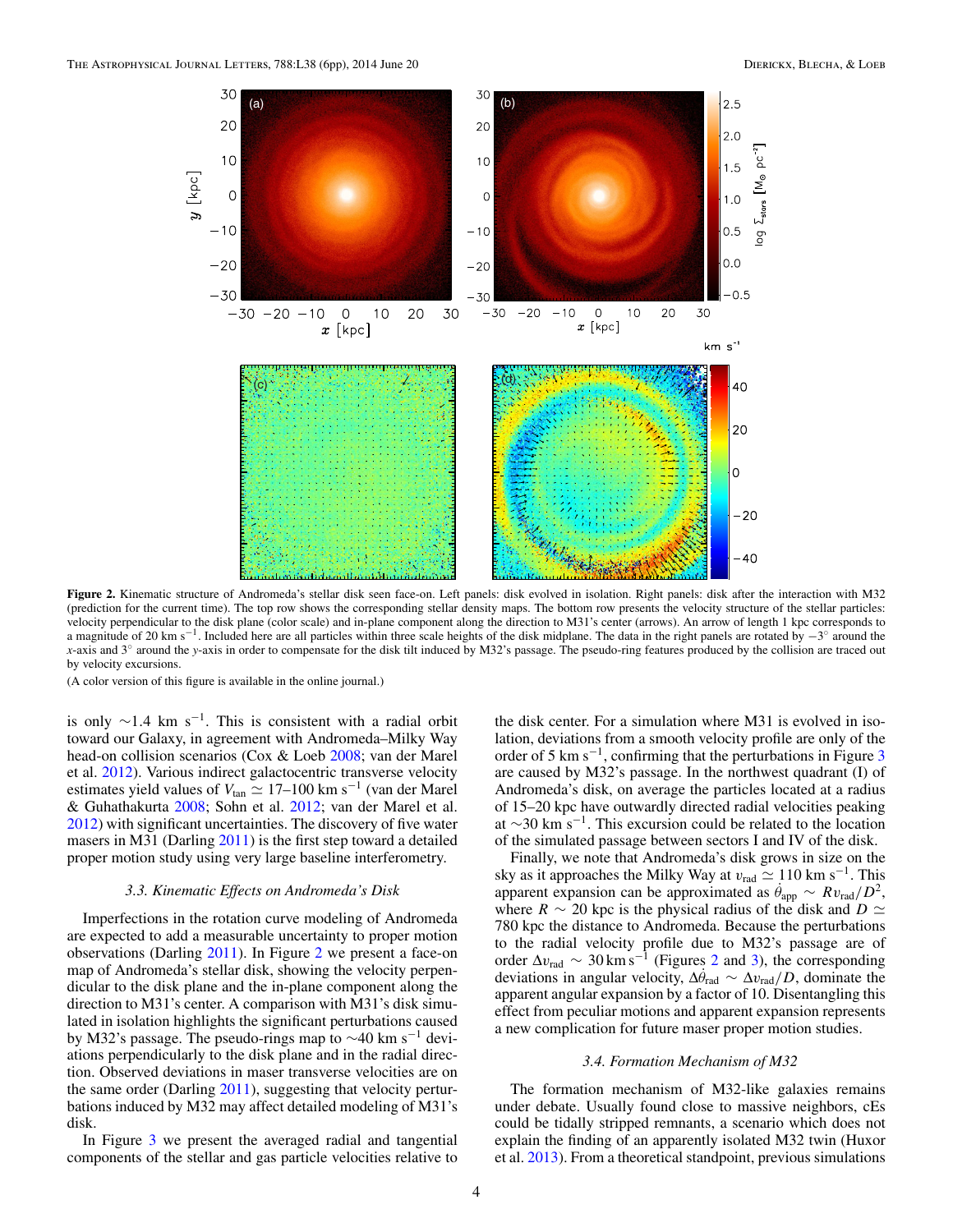**Figure 2.** Kinematic structure of Andromeda's stellar disk seen face-on. Left panels: disk evolved in isolation. Right panels: disk after the interaction with M32 (prediction for the current time). The top row shows the corresponding stellar density maps. The bottom row presents the velocity structure of the stellar particles: velocity perpendicular to the disk plane (color scale) and in-plane component along the direction to M31's center (arrows). An arrow of length 1 kpc corresponds to a magnitude of 20 km s$^{-1}$. Included here are all particles within three scale heights of the disk midplane. The data in the right panels are rotated by $-3^{\circ}$ around the $x$-axis and $3^{\circ}$ around the $y$-axis in order to compensate for the disk tilt induced by M32's passage. The pseudo-ring features produced by the collision are traced out by velocity excursions.

(A color version of this figure is available in the online journal.)

is only ~1.4 km s$^{-1}$. This is consistent with a radial orbit toward our Galaxy, in agreement with Andromeda–Milky Way head-on collision scenarios (Cox & Loeb 2008; van der Marel et al. 2012). Various indirect galactocentric transverse velocity estimates yield values of $V_{\rm tan} \simeq$ 17–100 km s$^{-1}$ (van der Marel & Guhathakurta 2008; Sohn et al. 2012; van der Marel et al. 2012) with significant uncertainties. The discovery of five water masers in M31 (Darling 2011) is the first step toward a detailed proper motion study using very large baseline interferometry.

### 3.3. Kinematic Effects on Andromeda's Disk

Imperfections in the rotation curve modeling of Andromeda are expected to add a measurable uncertainty to proper motion observations (Darling 2011). In Figure 2 we present a face-on map of Andromeda's stellar disk, showing the velocity perpendicular to the disk plane and the in-plane component along the direction to M31's center. A comparison with M31's disk simulated in isolation highlights the significant perturbations caused by M32's passage. The pseudo-rings map to ~40 km s$^{-1}$ deviations perpendicularly to the disk plane and in the radial direction. Observed deviations in maser transverse velocities are on the same order (Darling 2011), suggesting that velocity perturbations induced by M32 may affect detailed modeling of M31's disk.

In Figure 3 we present the averaged radial and tangential components of the stellar and gas particle velocities relative to the disk center. For a simulation where M31 is evolved in isolation, deviations from a smooth velocity profile are only of the order of 5 km s$^{-1}$, confirming that the perturbations in Figure 3 are caused by M32's passage. In the northwest quadrant (I) of Andromeda's disk, on average the particles located at a radius of 15–20 kpc have outwardly directed radial velocities peaking at ~30 km s$^{-1}$. This excursion could be related to the location of the simulated passage between sectors I and IV of the disk.

Finally, we note that Andromeda's disk grows in size on the sky as it approaches the Milky Way at $v_{\rm rad} \simeq 110$ km s$^{-1}$. This apparent expansion can be approximated as $\dot{\theta}_{\rm app} \sim R v_{\rm rad}/D^2$, where $R \sim 20$ kpc is the physical radius of the disk and $D \simeq 780$ kpc the distance to Andromeda. Because the perturbations to the radial velocity profile due to M32's passage are of order $\Delta v_{\rm rad} \sim 30\,{\rm km\,s^{-1}}$ (Figures 2 and 3), the corresponding deviations in angular velocity, $\Delta\dot{\theta}_{\rm rad} \sim \Delta v_{\rm rad}/D$, dominate the apparent angular expansion by a factor of 10. Disentangling this effect from peculiar motions and apparent expansion represents a new complication for future maser proper motion studies.

### 3.4. Formation Mechanism of M32

The formation mechanism of M32-like galaxies remains under debate. Usually found close to massive neighbors, cEs could be tidally stripped remnants, a scenario which does not explain the finding of an apparently isolated M32 twin (Huxor et al. 2013). From a theoretical standpoint, previous simulations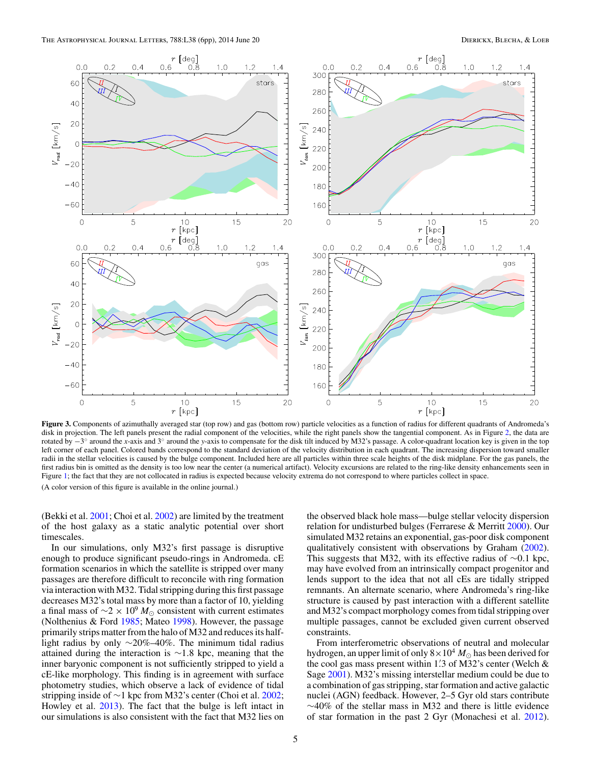**Figure 3.** Components of azimuthally averaged star (top row) and gas (bottom row) particle velocities as a function of radius for different quadrants of Andromeda's disk in projection. The left panels present the radial component of the velocities, while the right panels show the tangential component. As in Figure 2, the data are rotated by $-3°$ around the $x$-axis and $3°$ around the $y$-axis to compensate for the disk tilt induced by M32's passage. A color-quadrant location key is given in the top left corner of each panel. Colored bands correspond to the standard deviation of the velocity distribution in each quadrant. The increasing dispersion toward smaller radii in the stellar velocities is caused by the bulge component. Included here are all particles within three scale heights of the disk midplane. For the gas panels, the first radius bin is omitted as the density is too low near the center (a numerical artifact). Velocity excursions are related to the ring-like density enhancements seen in Figure 1; the fact that they are not collocated in radius is expected because velocity extrema do not correspond to where particles collect in space.

(A color version of this figure is available in the online journal.)

(Bekki et al. 2001; Choi et al. 2002) are limited by the treatment of the host galaxy as a static analytic potential over short timescales.

In our simulations, only M32's first passage is disruptive enough to produce significant pseudo-rings in Andromeda. cE formation scenarios in which the satellite is stripped over many passages are therefore difficult to reconcile with ring formation via interaction with M32. Tidal stripping during this first passage decreases M32's total mass by more than a factor of 10, yielding a final mass of $\sim 2 \times 10^9\,M_\odot$ consistent with current estimates (Nolthenius & Ford 1985; Mateo 1998). However, the passage primarily strips matter from the halo of M32 and reduces its half-light radius by only $\sim$20%–40%. The minimum tidal radius attained during the interaction is $\sim$1.8 kpc, meaning that the inner baryonic component is not sufficiently stripped to yield a cE-like morphology. This finding is in agreement with surface photometry studies, which observe a lack of evidence of tidal stripping inside of $\sim$1 kpc from M32's center (Choi et al. 2002; Howley et al. 2013). The fact that the bulge is left intact in our simulations is also consistent with the fact that M32 lies on the observed black hole mass—bulge stellar velocity dispersion relation for undisturbed bulges (Ferrarese & Merritt 2000). Our simulated M32 retains an exponential, gas-poor disk component qualitatively consistent with observations by Graham (2002). This suggests that M32, with its effective radius of $\sim$0.1 kpc, may have evolved from an intrinsically compact progenitor and lends support to the idea that not all cEs are tidally stripped remnants. An alternate scenario, where Andromeda's ring-like structure is caused by past interaction with a different satellite and M32's compact morphology comes from tidal stripping over multiple passages, cannot be excluded given current observed constraints.

From interferometric observations of neutral and molecular hydrogen, an upper limit of only $8 \times 10^4\,M_\odot$ has been derived for the cool gas mass present within $1'.3$ of M32's center (Welch & Sage 2001). M32's missing interstellar medium could be due to a combination of gas stripping, star formation and active galactic nuclei (AGN) feedback. However, 2–5 Gyr old stars contribute $\sim$40% of the stellar mass in M32 and there is little evidence of star formation in the past 2 Gyr (Monachesi et al. 2012).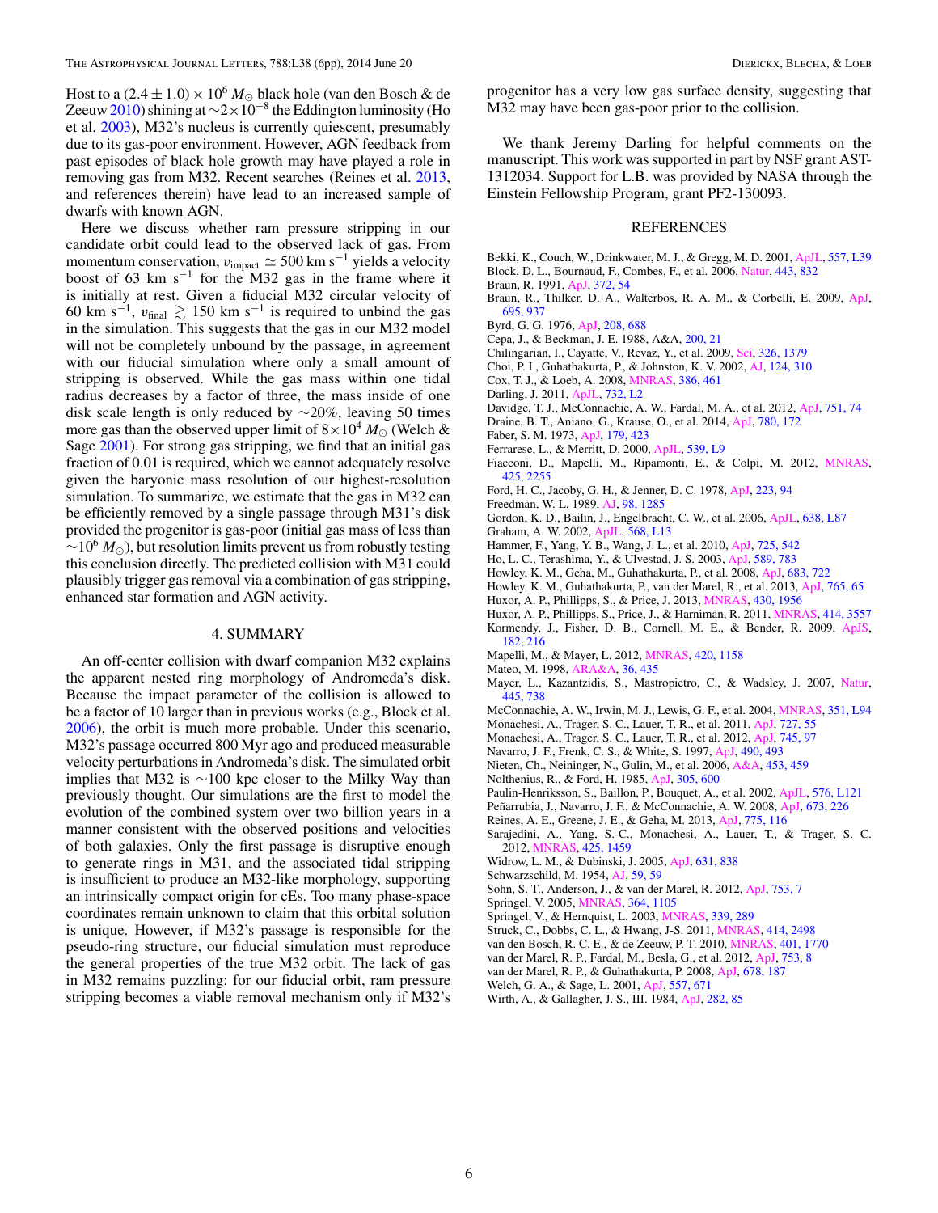Host to a $(2.4 \pm 1.0) \times 10^6\, M_\odot$ black hole (van den Bosch & de Zeeuw 2010) shining at $\sim 2 \times 10^{-8}$ the Eddington luminosity (Ho et al. 2003), M32's nucleus is currently quiescent, presumably due to its gas-poor environment. However, AGN feedback from past episodes of black hole growth may have played a role in removing gas from M32. Recent searches (Reines et al. 2013, and references therein) have lead to an increased sample of dwarfs with known AGN.

Here we discuss whether ram pressure stripping in our candidate orbit could lead to the observed lack of gas. From momentum conservation, $v_{\rm impact} \simeq 500$ km s$^{-1}$ yields a velocity boost of 63 km s$^{-1}$ for the M32 gas in the frame where it is initially at rest. Given a fiducial M32 circular velocity of 60 km s$^{-1}$, $v_{\rm final} \gtrsim 150$ km s$^{-1}$ is required to unbind the gas in the simulation. This suggests that the gas in our M32 model will not be completely unbound by the passage, in agreement with our fiducial simulation where only a small amount of stripping is observed. While the gas mass within one tidal radius decreases by a factor of three, the mass inside of one disk scale length is only reduced by $\sim$20%, leaving 50 times more gas than the observed upper limit of $8 \times 10^4\, M_\odot$ (Welch & Sage 2001). For strong gas stripping, we find that an initial gas fraction of 0.01 is required, which we cannot adequately resolve given the baryonic mass resolution of our highest-resolution simulation. To summarize, we estimate that the gas in M32 can be efficiently removed by a single passage through M31's disk provided the progenitor is gas-poor (initial gas mass of less than $\sim 10^6\, M_\odot$), but resolution limits prevent us from robustly testing this conclusion directly. The predicted collision with M31 could plausibly trigger gas removal via a combination of gas stripping, enhanced star formation and AGN activity.

## 4. SUMMARY

An off-center collision with dwarf companion M32 explains the apparent nested ring morphology of Andromeda's disk. Because the impact parameter of the collision is allowed to be a factor of 10 larger than in previous works (e.g., Block et al. 2006), the orbit is much more probable. Under this scenario, M32's passage occurred 800 Myr ago and produced measurable velocity perturbations in Andromeda's disk. The simulated orbit implies that M32 is $\sim$100 kpc closer to the Milky Way than previously thought. Our simulations are the first to model the evolution of the combined system over two billion years in a manner consistent with the observed positions and velocities of both galaxies. Only the first passage is disruptive enough to generate rings in M31, and the associated tidal stripping is insufficient to produce an M32-like morphology, supporting an intrinsically compact origin for cEs. Too many phase-space coordinates remain unknown to claim that this orbital solution is unique. However, if M32's passage is responsible for the pseudo-ring structure, our fiducial simulation must reproduce the general properties of the true M32 orbit. The lack of gas in M32 remains puzzling: for our fiducial orbit, ram pressure stripping becomes a viable removal mechanism only if M32's progenitor has a very low gas surface density, suggesting that M32 may have been gas-poor prior to the collision.

We thank Jeremy Darling for helpful comments on the manuscript. This work was supported in part by NSF grant AST-1312034. Support for L.B. was provided by NASA through the Einstein Fellowship Program, grant PF2-130093.

## REFERENCES

Bekki, K., Couch, W., Drinkwater, M. J., & Gregg, M. D. 2001, ApJL, 557, L39
Block, D. L., Bournaud, F., Combes, F., et al. 2006, Natur, 443, 832
Braun, R. 1991, ApJ, 372, 54
Braun, R., Thilker, D. A., Walterbos, R. A. M., & Corbelli, E. 2009, ApJ, 695, 937
Byrd, G. G. 1976, ApJ, 208, 688
Cepa, J., & Beckman, J. E. 1988, A&A, 200, 21
Chilingarian, I., Cayatte, V., Revaz, Y., et al. 2009, Sci, 326, 1379
Choi, P. I., Guhathakurta, P., & Johnston, K. V. 2002, AJ, 124, 310
Cox, T. J., & Loeb, A. 2008, MNRAS, 386, 461
Darling, J. 2011, ApJL, 732, L2
Davidge, T. J., McConnachie, A. W., Fardal, M. A., et al. 2012, ApJ, 751, 74
Draine, B. T., Aniano, G., Krause, O., et al. 2014, ApJ, 780, 172
Faber, S. M. 1973, ApJ, 179, 423
Ferrarese, L., & Merritt, D. 2000, ApJL, 539, L9
Fiacconi, D., Mapelli, M., Ripamonti, E., & Colpi, M. 2012, MNRAS, 425, 2255
Ford, H. C., Jacoby, G. H., & Jenner, D. C. 1978, ApJ, 223, 94
Freedman, W. L. 1989, AJ, 98, 1285
Gordon, K. D., Bailin, J., Engelbracht, C. W., et al. 2006, ApJL, 638, L87
Graham, A. W. 2002, ApJL, 568, L13
Hammer, F., Yang, Y. B., Wang, J. L., et al. 2010, ApJ, 725, 542
Ho, L. C., Terashima, Y., & Ulvestad, J. S. 2003, ApJ, 589, 783
Howley, K. M., Geha, M., Guhathakurta, P., et al. 2008, ApJ, 683, 722
Howley, K. M., Guhathakurta, P., van der Marel, R., et al. 2013, ApJ, 765, 65
Huxor, A. P., Phillipps, S., & Price, J. 2013, MNRAS, 430, 1956
Huxor, A. P., Phillipps, S., Price, J., & Harniman, R. 2011, MNRAS, 414, 3557
Kormendy, J., Fisher, D. B., Cornell, M. E., & Bender, R. 2009, ApJS, 182, 216
Mapelli, M., & Mayer, L. 2012, MNRAS, 420, 1158
Mateo, M. 1998, ARA&A, 36, 435
Mayer, L., Kazantzidis, S., Mastropietro, C., & Wadsley, J. 2007, Natur, 445, 738
McConnachie, A. W., Irwin, M. J., Lewis, G. F., et al. 2004, MNRAS, 351, L94
Monachesi, A., Trager, S. C., Lauer, T. R., et al. 2011, ApJ, 727, 55
Monachesi, A., Trager, S. C., Lauer, T. R., et al. 2012, ApJ, 745, 97
Navarro, J. F., Frenk, C. S., & White, S. 1997, ApJ, 490, 493
Nieten, Ch., Neininger, N., Gulin, M., et al. 2006, A&A, 453, 459
Nolthenius, R., & Ford, H. 1985, ApJ, 305, 600
Paulin-Henriksson, S., Baillon, P., Bouquet, A., et al. 2002, ApJL, 576, L121
Peñarrubia, J., Navarro, J. F., & McConnachie, A. W. 2008, ApJ, 673, 226
Reines, A. E., Greene, J. E., & Geha, M. 2013, ApJ, 775, 116
Sarajedini, A., Yang, S.-C., Monachesi, A., Lauer, T., & Trager, S. C. 2012, MNRAS, 425, 1459
Schwarzschild, M. 1954, AJ, 59, 59
Sohn, S. T., Anderson, J., & van der Marel, R. 2012, ApJ, 753, 7
Springel, V. 2005, MNRAS, 364, 1105
Springel, V., & Hernquist, L. 2003, MNRAS, 339, 289
Struck, C., Dobbs, C. L., & Hwang, J-S. 2011, MNRAS, 414, 2498
van den Bosch, R. C. E., & de Zeeuw, P. T. 2010, MNRAS, 401, 1770
van der Marel, R. P., Fardal, M., Besla, G., et al. 2012, ApJ, 753, 8
van der Marel, R. P., & Guhathakurta, P. 2008, ApJ, 678, 187
Welch, G. A., & Sage, L. 2001, ApJ, 557, 671
Widrow, L. M., & Dubinski, J. 2005, ApJ, 631, 838
Wirth, A., & Gallagher, J. S., III. 1984, ApJ, 282, 85